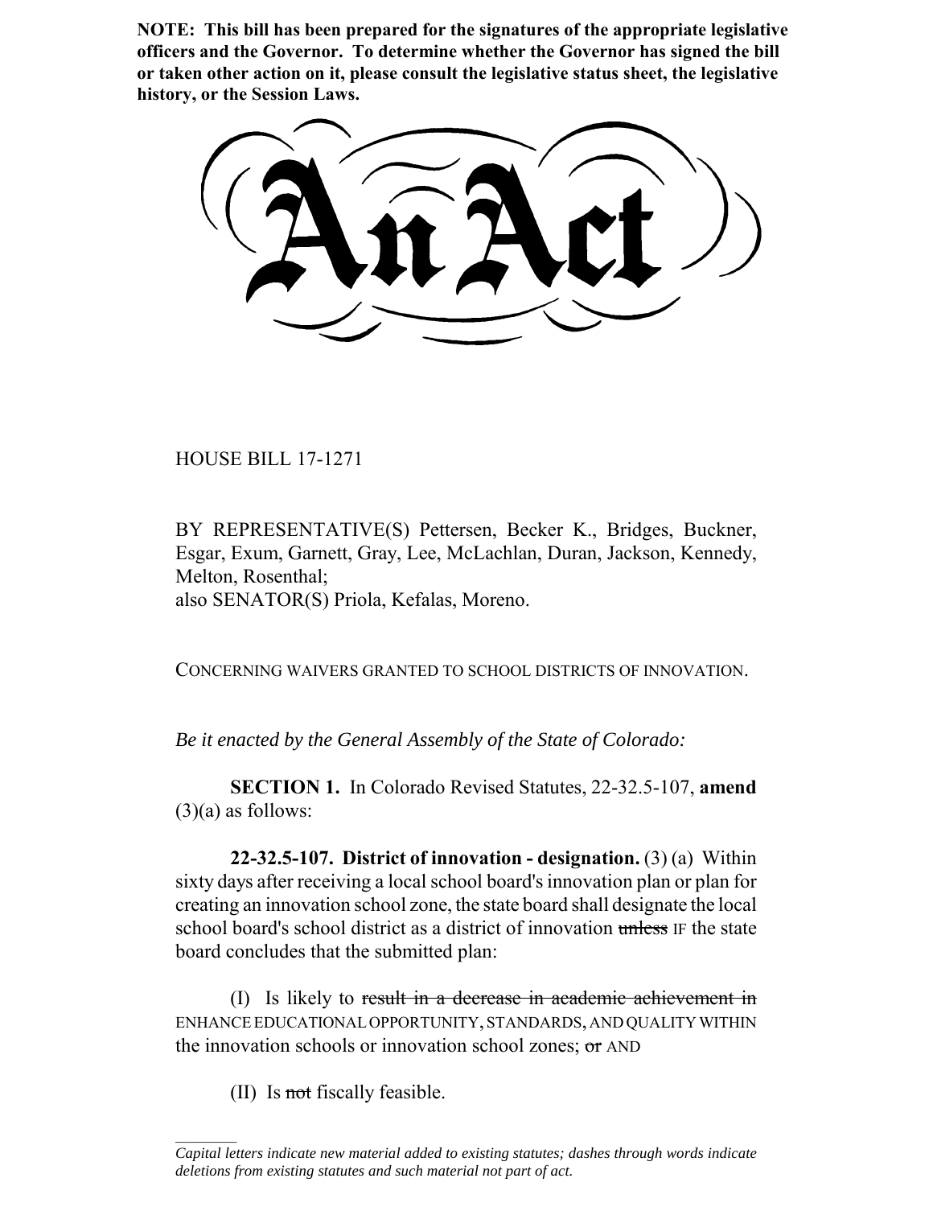**NOTE: This bill has been prepared for the signatures of the appropriate legislative officers and the Governor. To determine whether the Governor has signed the bill or taken other action on it, please consult the legislative status sheet, the legislative history, or the Session Laws.**

# An Act

HOUSE BILL 17-1271

BY REPRESENTATIVE(S) Pettersen, Becker K., Bridges, Buckner, Esgar, Exum, Garnett, Gray, Lee, McLachlan, Duran, Jackson, Kennedy, Melton, Rosenthal;
also SENATOR(S) Priola, Kefalas, Moreno.

CONCERNING WAIVERS GRANTED TO SCHOOL DISTRICTS OF INNOVATION.

*Be it enacted by the General Assembly of the State of Colorado:*

**SECTION 1.** In Colorado Revised Statutes, 22-32.5-107, **amend** (3)(a) as follows:

**22-32.5-107. District of innovation - designation.** (3) (a) Within sixty days after receiving a local school board's innovation plan or plan for creating an innovation school zone, the state board shall designate the local school board's school district as a district of innovation ~~unless~~ IF the state board concludes that the submitted plan:

(I) Is likely to ~~result in a decrease in academic achievement in~~ ENHANCE EDUCATIONAL OPPORTUNITY, STANDARDS, AND QUALITY WITHIN the innovation schools or innovation school zones; ~~or~~ AND

(II) Is ~~not~~ fiscally feasible.

*Capital letters indicate new material added to existing statutes; dashes through words indicate deletions from existing statutes and such material not part of act.*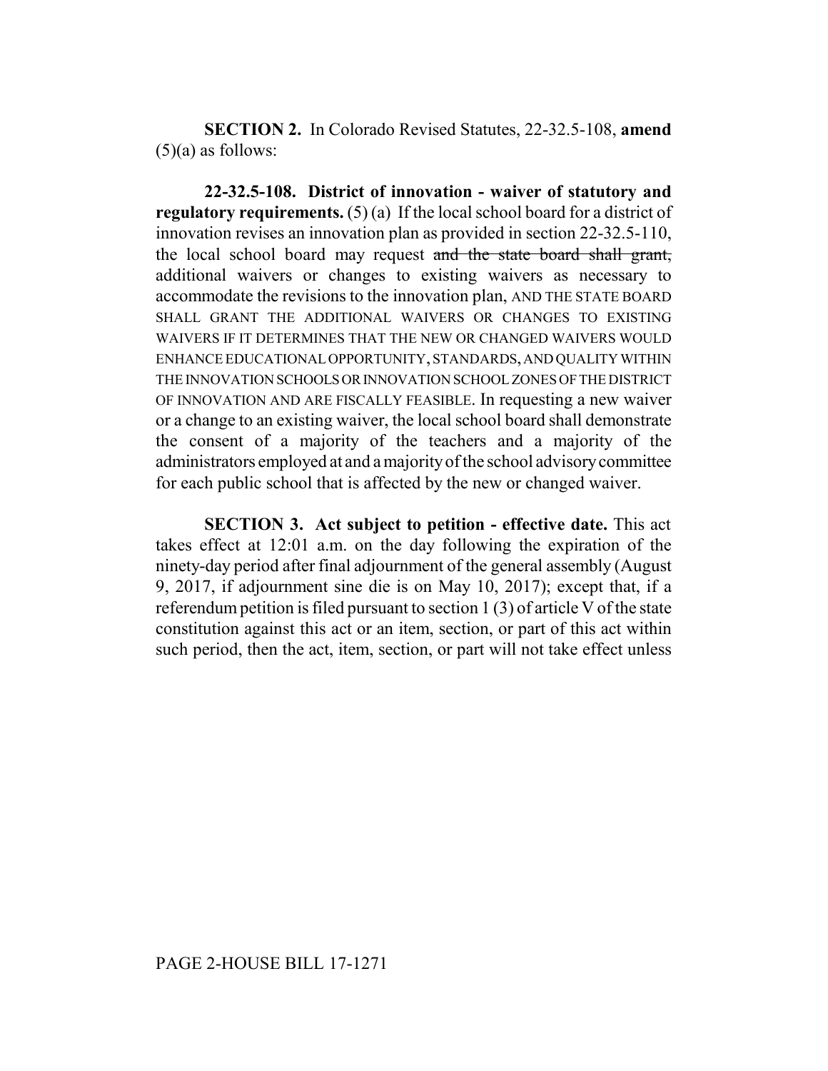**SECTION 2.** In Colorado Revised Statutes, 22-32.5-108, **amend** (5)(a) as follows:

**22-32.5-108. District of innovation - waiver of statutory and regulatory requirements.** (5) (a) If the local school board for a district of innovation revises an innovation plan as provided in section 22-32.5-110, the local school board may request ~~and the state board shall grant,~~ additional waivers or changes to existing waivers as necessary to accommodate the revisions to the innovation plan, AND THE STATE BOARD SHALL GRANT THE ADDITIONAL WAIVERS OR CHANGES TO EXISTING WAIVERS IF IT DETERMINES THAT THE NEW OR CHANGED WAIVERS WOULD ENHANCE EDUCATIONAL OPPORTUNITY, STANDARDS, AND QUALITY WITHIN THE INNOVATION SCHOOLS OR INNOVATION SCHOOL ZONES OF THE DISTRICT OF INNOVATION AND ARE FISCALLY FEASIBLE. In requesting a new waiver or a change to an existing waiver, the local school board shall demonstrate the consent of a majority of the teachers and a majority of the administrators employed at and a majority of the school advisory committee for each public school that is affected by the new or changed waiver.

**SECTION 3. Act subject to petition - effective date.** This act takes effect at 12:01 a.m. on the day following the expiration of the ninety-day period after final adjournment of the general assembly (August 9, 2017, if adjournment sine die is on May 10, 2017); except that, if a referendum petition is filed pursuant to section 1 (3) of article V of the state constitution against this act or an item, section, or part of this act within such period, then the act, item, section, or part will not take effect unless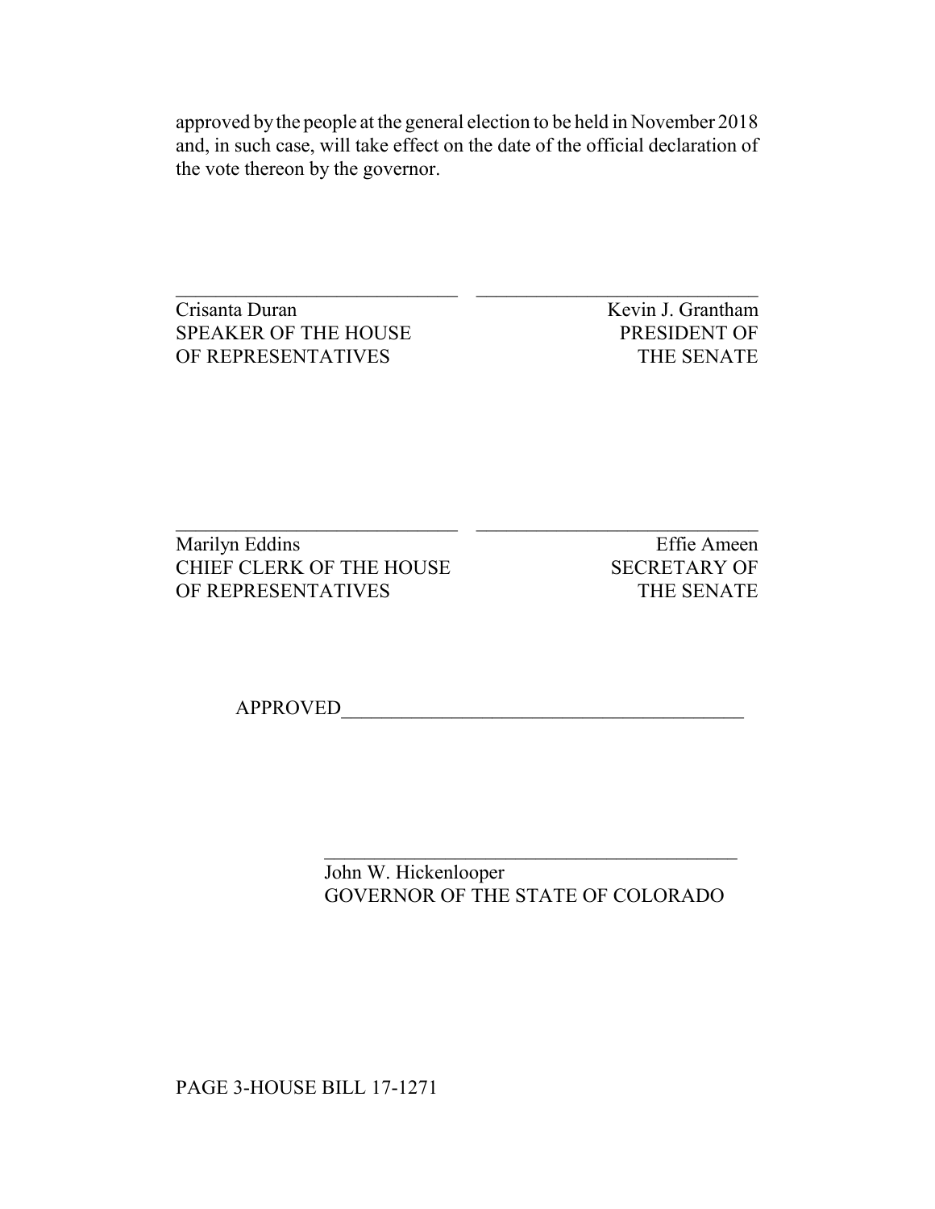approved by the people at the general election to be held in November 2018 and, in such case, will take effect on the date of the official declaration of the vote thereon by the governor.

____________________________ ____________________________
Crisanta Duran
SPEAKER OF THE HOUSE
OF REPRESENTATIVES

Kevin J. Grantham
PRESIDENT OF
THE SENATE

____________________________ ____________________________
Marilyn Eddins
CHIEF CLERK OF THE HOUSE
OF REPRESENTATIVES

Effie Ameen
SECRETARY OF
THE SENATE

APPROVED________________________________________

_________________________________________
John W. Hickenlooper
GOVERNOR OF THE STATE OF COLORADO

PAGE 3-HOUSE BILL 17-1271